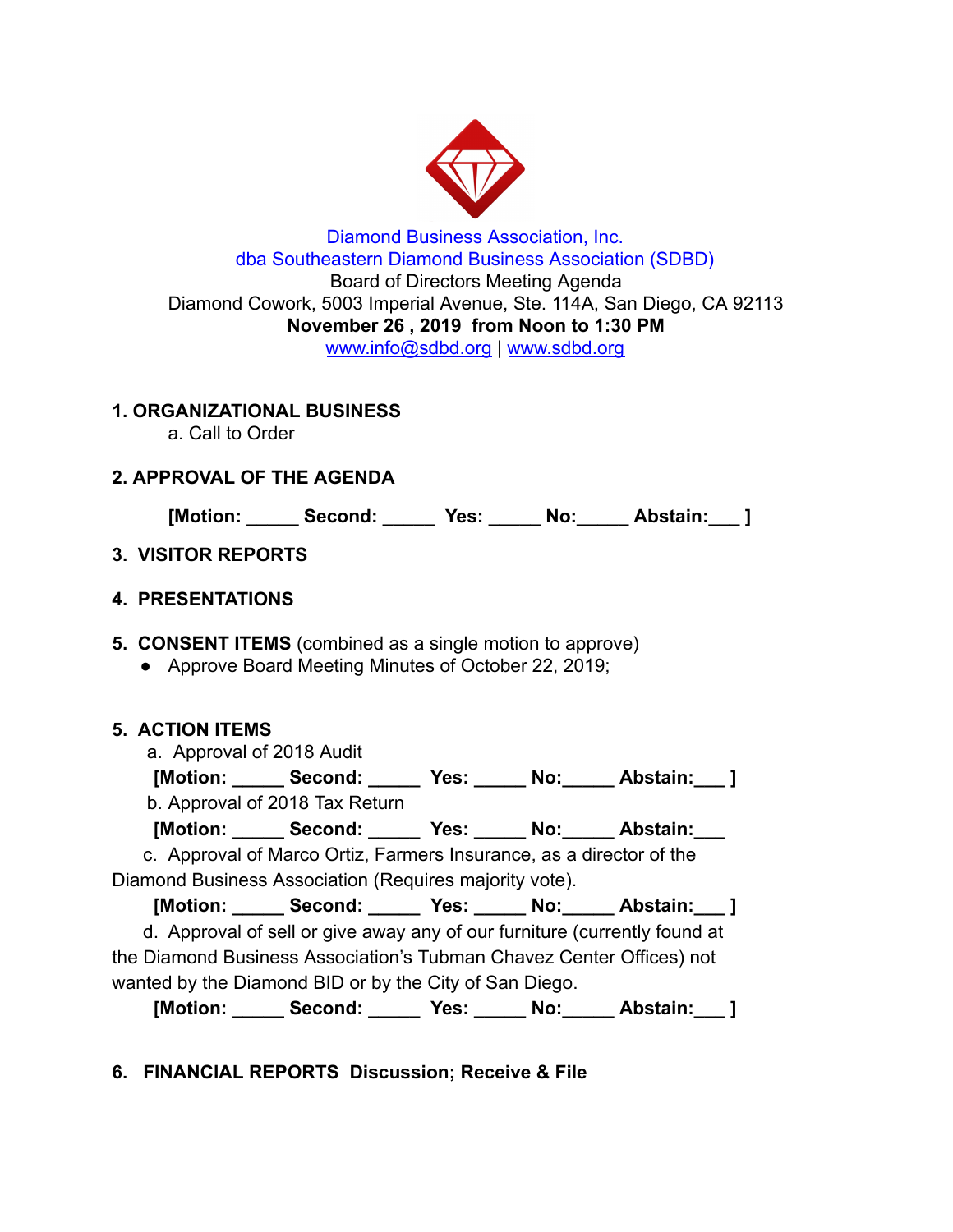Diamond Business Association, Inc.
dba Southeastern Diamond Business Association (SDBD)
Board of Directors Meeting Agenda
Diamond Cowork, 5003 Imperial Avenue, Ste. 114A, San Diego, CA 92113
**November 26 , 2019 from Noon to 1:30 PM**
www.info@sdbd.org | www.sdbd.org

## 1. ORGANIZATIONAL BUSINESS

a. Call to Order

## 2. APPROVAL OF THE AGENDA

**[Motion: _____ Second: _____ Yes: _____ No:_____ Abstain:___ ]**

## 3. VISITOR REPORTS

## 4. PRESENTATIONS

## 5. CONSENT ITEMS (combined as a single motion to approve)

- Approve Board Meeting Minutes of October 22, 2019;

## 5. ACTION ITEMS

a. Approval of 2018 Audit

**[Motion: _____ Second: _____ Yes: _____ No:_____ Abstain:___ ]**

b. Approval of 2018 Tax Return

**[Motion: _____ Second: _____ Yes: _____ No:_____ Abstain:___**

c. Approval of Marco Ortiz, Farmers Insurance, as a director of the Diamond Business Association (Requires majority vote).

**[Motion: _____ Second: _____ Yes: _____ No:_____ Abstain:___ ]**

d. Approval of sell or give away any of our furniture (currently found at the Diamond Business Association's Tubman Chavez Center Offices) not wanted by the Diamond BID or by the City of San Diego.

**[Motion: _____ Second: _____ Yes: _____ No:_____ Abstain:___ ]**

## 6. FINANCIAL REPORTS Discussion; Receive & File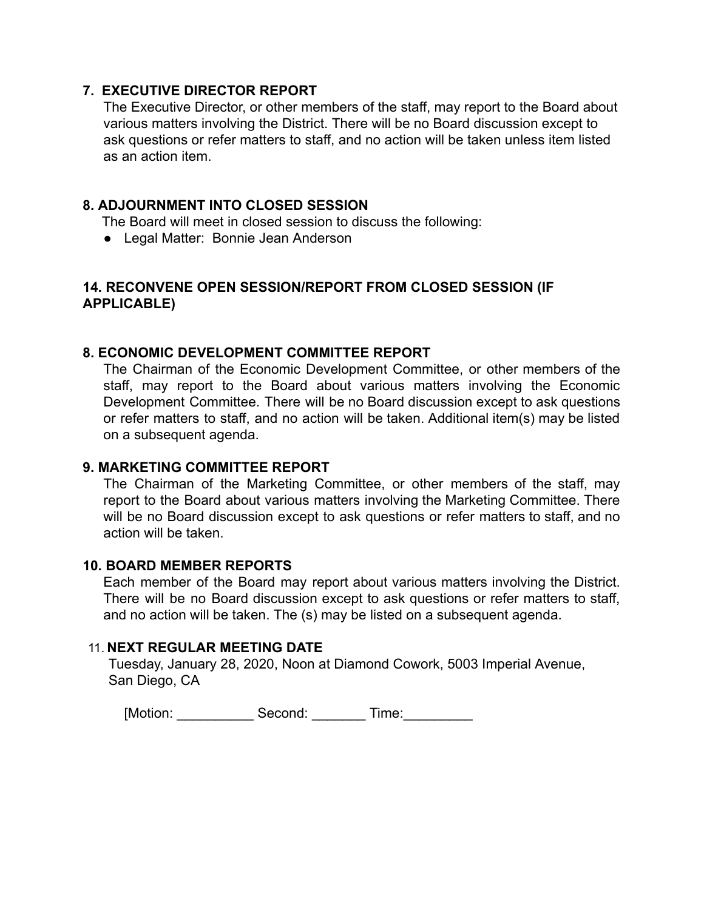**7. EXECUTIVE DIRECTOR REPORT**

The Executive Director, or other members of the staff, may report to the Board about various matters involving the District. There will be no Board discussion except to ask questions or refer matters to staff, and no action will be taken unless item listed as an action item.

**8. ADJOURNMENT INTO CLOSED SESSION**

The Board will meet in closed session to discuss the following:

- Legal Matter: Bonnie Jean Anderson

**14. RECONVENE OPEN SESSION/REPORT FROM CLOSED SESSION (IF APPLICABLE)**

**8. ECONOMIC DEVELOPMENT COMMITTEE REPORT**

The Chairman of the Economic Development Committee, or other members of the staff, may report to the Board about various matters involving the Economic Development Committee. There will be no Board discussion except to ask questions or refer matters to staff, and no action will be taken. Additional item(s) may be listed on a subsequent agenda.

**9. MARKETING COMMITTEE REPORT**

The Chairman of the Marketing Committee, or other members of the staff, may report to the Board about various matters involving the Marketing Committee. There will be no Board discussion except to ask questions or refer matters to staff, and no action will be taken.

**10. BOARD MEMBER REPORTS**

Each member of the Board may report about various matters involving the District. There will be no Board discussion except to ask questions or refer matters to staff, and no action will be taken. The (s) may be listed on a subsequent agenda.

11. **NEXT REGULAR MEETING DATE**

Tuesday, January 28, 2020, Noon at Diamond Cowork, 5003 Imperial Avenue, San Diego, CA

[Motion: __________ Second: _______ Time:_________